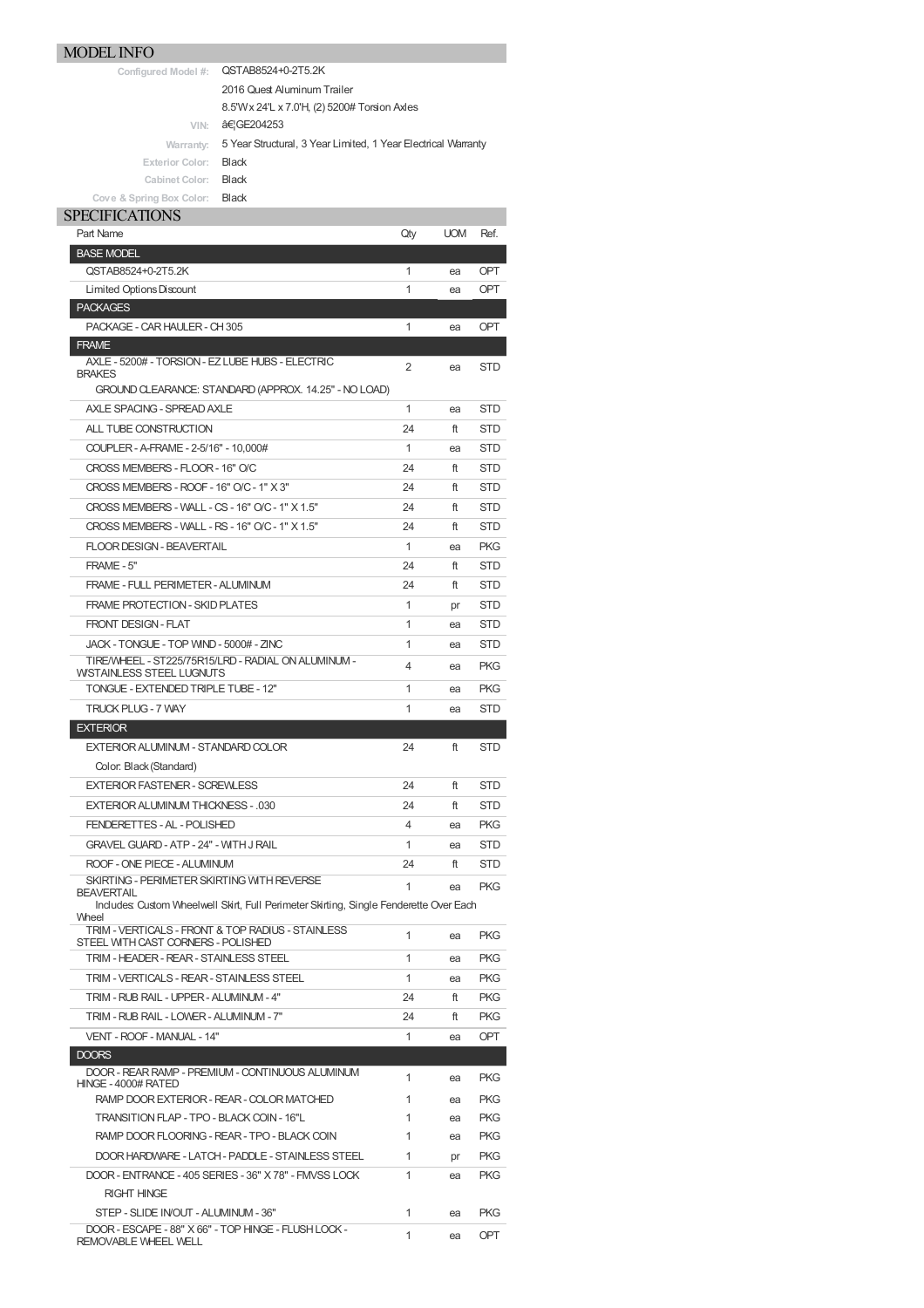## MODEL INFO

**Configured Model #:** QSTAB8524+0-2T5.2K

2016 Quest Aluminum Trailer

8.5'W x 24'L x 7.0'H, (2) 5200# Torsion Axles

**VIN:** â€¦GE204253

**Warranty:** 5 Year Structural, 3 Year Limited, 1 Year Electrical Warranty

**Exterior Color:** Black

**Cabinet Color:** Black

**Cove & Spring Box Color:** Black

## SPECIFICATIONS

| Part Name | Qty | UOM | Ref. |
|---|---|---|---|
| **BASE MODEL** | | | |
| QSTAB8524+0-2T5.2K | 1 | ea | OPT |
| Limited Options Discount | 1 | ea | OPT |
| **PACKAGES** | | | |
| PACKAGE - CAR HAULER - CH 305 | 1 | ea | OPT |
| **FRAME** | | | |
| AXLE - 5200# - TORSION - EZ LUBE HUBS - ELECTRIC BRAKES | 2 | ea | STD |
| GROUND CLEARANCE: STANDARD (APPROX. 14.25" - NO LOAD) | | | |
| AXLE SPACING - SPREAD AXLE | 1 | ea | STD |
| ALL TUBE CONSTRUCTION | 24 | ft | STD |
| COUPLER - A-FRAME - 2-5/16" - 10,000# | 1 | ea | STD |
| CROSS MEMBERS - FLOOR - 16" O/C | 24 | ft | STD |
| CROSS MEMBERS - ROOF - 16" O/C - 1" X 3" | 24 | ft | STD |
| CROSS MEMBERS - WALL - CS - 16" O/C - 1" X 1.5" | 24 | ft | STD |
| CROSS MEMBERS - WALL - RS - 16" O/C - 1" X 1.5" | 24 | ft | STD |
| FLOOR DESIGN - BEAVERTAIL | 1 | ea | PKG |
| FRAME - 5" | 24 | ft | STD |
| FRAME - FULL PERIMETER - ALUMINUM | 24 | ft | STD |
| FRAME PROTECTION - SKID PLATES | 1 | pr | STD |
| FRONT DESIGN - FLAT | 1 | ea | STD |
| JACK - TONGUE - TOP WIND - 5000# - ZINC | 1 | ea | STD |
| TIRE/WHEEL - ST225/75R15/LRD - RADIAL ON ALUMINUM - W/STAINLESS STEEL LUGNUTS | 4 | ea | PKG |
| TONGUE - EXTENDED TRIPLE TUBE - 12" | 1 | ea | PKG |
| TRUCK PLUG - 7 WAY | 1 | ea | STD |
| **EXTERIOR** | | | |
| EXTERIOR ALUMINUM - STANDARD COLOR | 24 | ft | STD |
| Color: Black (Standard) | | | |
| EXTERIOR FASTENER - SCREWLESS | 24 | ft | STD |
| EXTERIOR ALUMINUM THICKNESS - .030 | 24 | ft | STD |
| FENDERETTES - AL - POLISHED | 4 | ea | PKG |
| GRAVEL GUARD - ATP - 24" - WITH J RAIL | 1 | ea | STD |
| ROOF - ONE PIECE - ALUMINUM | 24 | ft | STD |
| SKIRTING - PERIMETER SKIRTING WITH REVERSE BEAVERTAIL | 1 | ea | PKG |
| Includes: Custom Wheelwell Skirt, Full Perimeter Skirting, Single Fenderette Over Each Wheel | | | |
| TRIM - VERTICALS - FRONT & TOP RADIUS - STAINLESS STEEL WITH CAST CORNERS - POLISHED | 1 | ea | PKG |
| TRIM - HEADER - REAR - STAINLESS STEEL | 1 | ea | PKG |
| TRIM - VERTICALS - REAR - STAINLESS STEEL | 1 | ea | PKG |
| TRIM - RUB RAIL - UPPER - ALUMINUM - 4" | 24 | ft | PKG |
| TRIM - RUB RAIL - LOWER - ALUMINUM - 7" | 24 | ft | PKG |
| VENT - ROOF - MANUAL - 14" | 1 | ea | OPT |
| **DOORS** | | | |
| DOOR - REAR RAMP - PREMIUM - CONTINUOUS ALUMINUM HINGE - 4000# RATED | 1 | ea | PKG |
| RAMP DOOR EXTERIOR - REAR - COLOR MATCHED | 1 | ea | PKG |
| TRANSITION FLAP - TPO - BLACK COIN - 16"L | 1 | ea | PKG |
| RAMP DOOR FLOORING - REAR - TPO - BLACK COIN | 1 | ea | PKG |
| DOOR HARDWARE - LATCH - PADDLE - STAINLESS STEEL | 1 | pr | PKG |
| DOOR - ENTRANCE - 405 SERIES - 36" X 78" - FMVSS LOCK | 1 | ea | PKG |
| RIGHT HINGE | | | |
| STEP - SLIDE IN/OUT - ALUMINUM - 36" | 1 | ea | PKG |
| DOOR - ESCAPE - 88" X 66" - TOP HINGE - FLUSH LOCK - REMOVABLE WHEEL WELL | 1 | ea | OPT |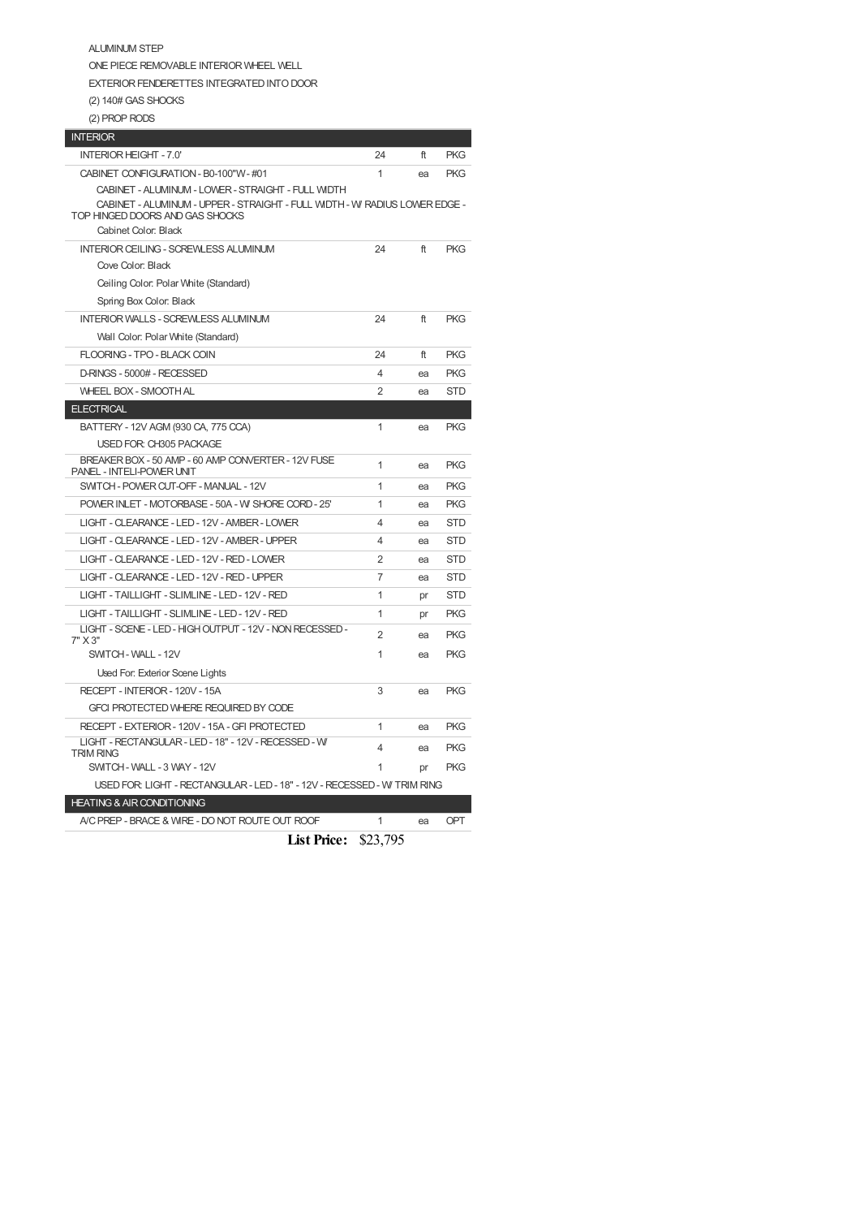ALUMINUM STEP

ONE PIECE REMOVABLE INTERIOR WHEEL WELL

EXTERIOR FENDERETTES INTEGRATED INTO DOOR

(2) 140# GAS SHOCKS

(2) PROP RODS

| INTERIOR | | | |
|---|---|---|---|
| INTERIOR HEIGHT - 7.0' | 24 | ft | PKG |
| CABINET CONFIGURATION - B0-100"W - #01 | 1 | ea | PKG |
| CABINET - ALUMINUM - LOWER - STRAIGHT - FULL WIDTH | | | |
| CABINET - ALUMINUM - UPPER - STRAIGHT - FULL WIDTH - W/ RADIUS LOWER EDGE - TOP HINGED DOORS AND GAS SHOCKS | | | |
| Cabinet Color: Black | | | |
| INTERIOR CEILING - SCREWLESS ALUMINUM | 24 | ft | PKG |
| Cove Color: Black | | | |
| Ceiling Color: Polar White (Standard) | | | |
| Spring Box Color: Black | | | |
| INTERIOR WALLS - SCREWLESS ALUMINUM | 24 | ft | PKG |
| Wall Color: Polar White (Standard) | | | |
| FLOORING - TPO - BLACK COIN | 24 | ft | PKG |
| D-RINGS - 5000# - RECESSED | 4 | ea | PKG |
| WHEEL BOX - SMOOTH AL | 2 | ea | STD |
| **ELECTRICAL** | | | |
| BATTERY - 12V AGM (930 CA, 775 CCA) | 1 | ea | PKG |
| USED FOR: CH305 PACKAGE | | | |
| BREAKER BOX - 50 AMP - 60 AMP CONVERTER - 12V FUSE PANEL - INTELI-POWER UNIT | 1 | ea | PKG |
| SWITCH - POWER CUT-OFF - MANUAL - 12V | 1 | ea | PKG |
| POWER INLET - MOTORBASE - 50A - W/ SHORE CORD - 25' | 1 | ea | PKG |
| LIGHT - CLEARANCE - LED - 12V - AMBER - LOWER | 4 | ea | STD |
| LIGHT - CLEARANCE - LED - 12V - AMBER - UPPER | 4 | ea | STD |
| LIGHT - CLEARANCE - LED - 12V - RED - LOWER | 2 | ea | STD |
| LIGHT - CLEARANCE - LED - 12V - RED - UPPER | 7 | ea | STD |
| LIGHT - TAILLIGHT - SLIMLINE - LED - 12V - RED | 1 | pr | STD |
| LIGHT - TAILLIGHT - SLIMLINE - LED - 12V - RED | 1 | pr | PKG |
| LIGHT - SCENE - LED - HIGH OUTPUT - 12V - NON RECESSED - 7" X 3" | 2 | ea | PKG |
| SWITCH - WALL - 12V | 1 | ea | PKG |
| Used For: Exterior Scene Lights | | | |
| RECEPT - INTERIOR - 120V - 15A | 3 | ea | PKG |
| GFCI PROTECTED WHERE REQUIRED BY CODE | | | |
| RECEPT - EXTERIOR - 120V - 15A - GFI PROTECTED | 1 | ea | PKG |
| LIGHT - RECTANGULAR - LED - 18" - 12V - RECESSED - W/ TRIM RING | 4 | ea | PKG |
| SWITCH - WALL - 3 WAY - 12V | 1 | pr | PKG |
| USED FOR: LIGHT - RECTANGULAR - LED - 18" - 12V - RECESSED - W/ TRIM RING | | | |
| **HEATING & AIR CONDITIONING** | | | |
| A/C PREP - BRACE & WIRE - DO NOT ROUTE OUT ROOF | 1 | ea | OPT |

**List Price:** $23,795